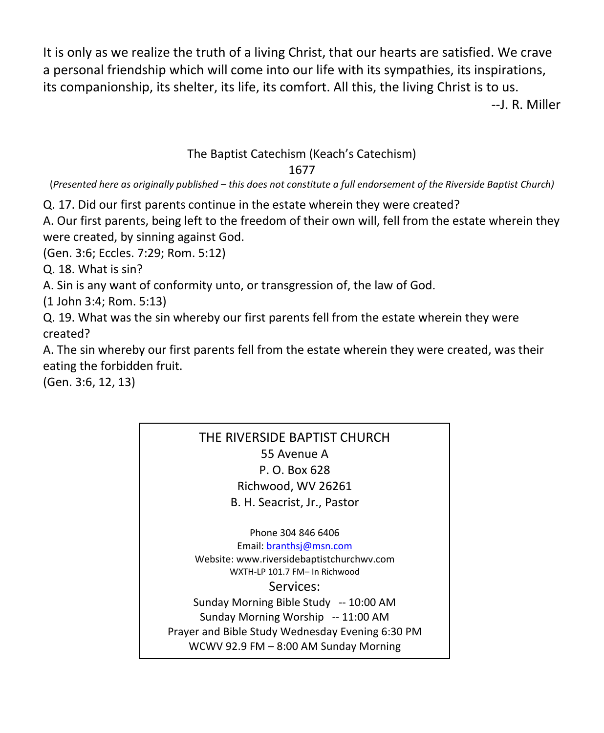It is only as we realize the truth of a living Christ, that our hearts are satisfied. We crave a personal friendship which will come into our life with its sympathies, its inspirations, its companionship, its shelter, its life, its comfort. All this, the living Christ is to us.

--J. R. Miller

## The Baptist Catechism (Keach's Catechism)

1677

(*Presented here as originally published – this does not constitute a full endorsement of the Riverside Baptist Church)*

Q. 17. Did our first parents continue in the estate wherein they were created?

A. Our first parents, being left to the freedom of their own will, fell from the estate wherein they were created, by sinning against God.

(Gen. 3:6; Eccles. 7:29; Rom. 5:12)

Q. 18. What is sin?

A. Sin is any want of conformity unto, or transgression of, the law of God.

(1 John 3:4; Rom. 5:13)

Q. 19. What was the sin whereby our first parents fell from the estate wherein they were created?

A. The sin whereby our first parents fell from the estate wherein they were created, was their eating the forbidden fruit.

(Gen. 3:6, 12, 13)

THE RIVERSIDE BAPTIST CHURCH
55 Avenue A
P. O. Box 628
Richwood, WV 26261
B. H. Seacrist, Jr., Pastor

Phone 304 846 6406
Email: branthsj@msn.com
Website: www.riversidebaptistchurchwv.com
WXTH-LP 101.7 FM– In Richwood

Services:

Sunday Morning Bible Study -- 10:00 AM
Sunday Morning Worship -- 11:00 AM
Prayer and Bible Study Wednesday Evening 6:30 PM
WCWV 92.9 FM – 8:00 AM Sunday Morning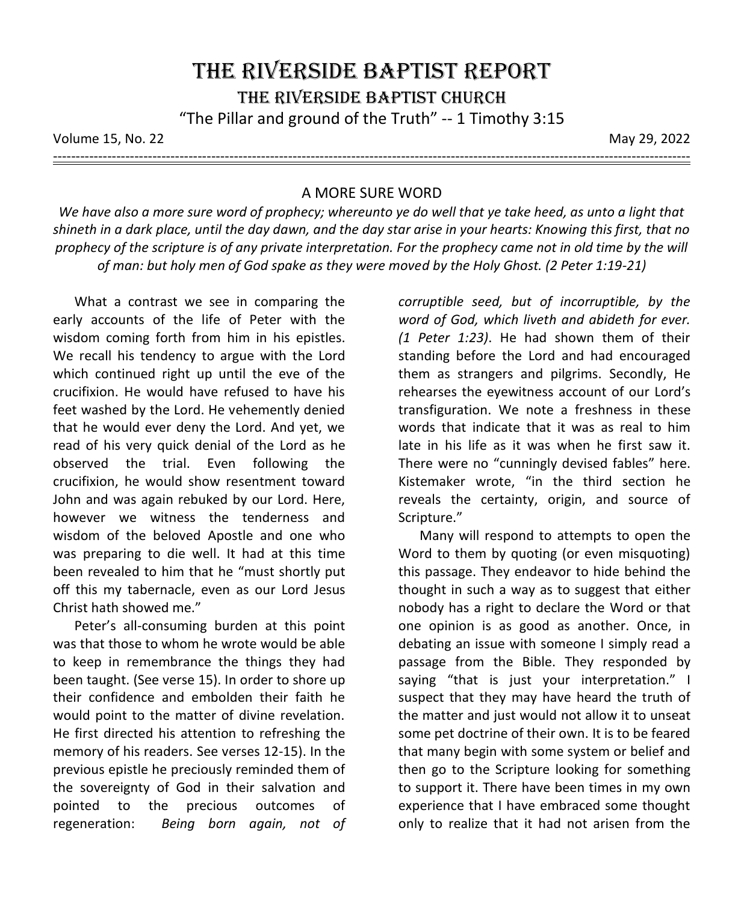# THE RIVERSIDE BAPTIST REPORT

## THE RIVERSIDE BAPTIST CHURCH

"The Pillar and ground of the Truth" -- 1 Timothy 3:15

Volume 15, No. 22 May 29, 2022

---

### A MORE SURE WORD

*We have also a more sure word of prophecy; whereunto ye do well that ye take heed, as unto a light that shineth in a dark place, until the day dawn, and the day star arise in your hearts: Knowing this first, that no prophecy of the scripture is of any private interpretation. For the prophecy came not in old time by the will of man: but holy men of God spake as they were moved by the Holy Ghost. (2 Peter 1:19-21)*

What a contrast we see in comparing the early accounts of the life of Peter with the wisdom coming forth from him in his epistles. We recall his tendency to argue with the Lord which continued right up until the eve of the crucifixion. He would have refused to have his feet washed by the Lord. He vehemently denied that he would ever deny the Lord. And yet, we read of his very quick denial of the Lord as he observed the trial. Even following the crucifixion, he would show resentment toward John and was again rebuked by our Lord. Here, however we witness the tenderness and wisdom of the beloved Apostle and one who was preparing to die well. It had at this time been revealed to him that he "must shortly put off this my tabernacle, even as our Lord Jesus Christ hath showed me."

Peter's all-consuming burden at this point was that those to whom he wrote would be able to keep in remembrance the things they had been taught. (See verse 15). In order to shore up their confidence and embolden their faith he would point to the matter of divine revelation. He first directed his attention to refreshing the memory of his readers. See verses 12-15). In the previous epistle he preciously reminded them of the sovereignty of God in their salvation and pointed to the precious outcomes of regeneration: *Being born again, not of corruptible seed, but of incorruptible, by the word of God, which liveth and abideth for ever. (1 Peter 1:23)*. He had shown them of their standing before the Lord and had encouraged them as strangers and pilgrims. Secondly, He rehearses the eyewitness account of our Lord's transfiguration. We note a freshness in these words that indicate that it was as real to him late in his life as it was when he first saw it. There were no "cunningly devised fables" here. Kistemaker wrote, "in the third section he reveals the certainty, origin, and source of Scripture."

Many will respond to attempts to open the Word to them by quoting (or even misquoting) this passage. They endeavor to hide behind the thought in such a way as to suggest that either nobody has a right to declare the Word or that one opinion is as good as another. Once, in debating an issue with someone I simply read a passage from the Bible. They responded by saying "that is just your interpretation." I suspect that they may have heard the truth of the matter and just would not allow it to unseat some pet doctrine of their own. It is to be feared that many begin with some system or belief and then go to the Scripture looking for something to support it. There have been times in my own experience that I have embraced some thought only to realize that it had not arisen from the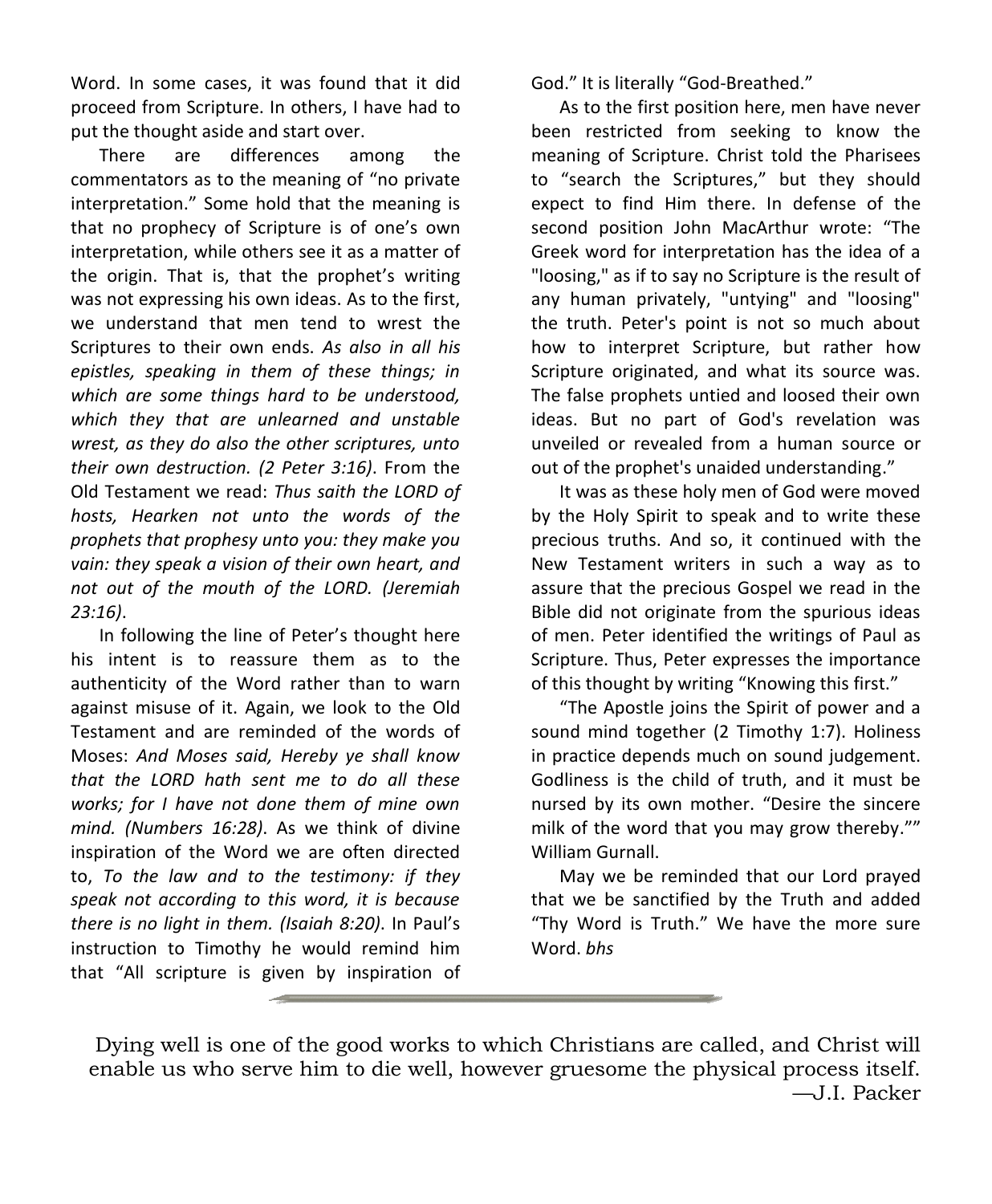Word. In some cases, it was found that it did proceed from Scripture. In others, I have had to put the thought aside and start over.

There are differences among the commentators as to the meaning of "no private interpretation." Some hold that the meaning is that no prophecy of Scripture is of one's own interpretation, while others see it as a matter of the origin. That is, that the prophet's writing was not expressing his own ideas. As to the first, we understand that men tend to wrest the Scriptures to their own ends. *As also in all his epistles, speaking in them of these things; in which are some things hard to be understood, which they that are unlearned and unstable wrest, as they do also the other scriptures, unto their own destruction. (2 Peter 3:16)*. From the Old Testament we read: *Thus saith the LORD of hosts, Hearken not unto the words of the prophets that prophesy unto you: they make you vain: they speak a vision of their own heart, and not out of the mouth of the LORD. (Jeremiah 23:16)*.

In following the line of Peter's thought here his intent is to reassure them as to the authenticity of the Word rather than to warn against misuse of it. Again, we look to the Old Testament and are reminded of the words of Moses: *And Moses said, Hereby ye shall know that the LORD hath sent me to do all these works; for I have not done them of mine own mind. (Numbers 16:28)*. As we think of divine inspiration of the Word we are often directed to, *To the law and to the testimony: if they speak not according to this word, it is because there is no light in them. (Isaiah 8:20)*. In Paul's instruction to Timothy he would remind him that "All scripture is given by inspiration of God." It is literally "God-Breathed."

As to the first position here, men have never been restricted from seeking to know the meaning of Scripture. Christ told the Pharisees to "search the Scriptures," but they should expect to find Him there. In defense of the second position John MacArthur wrote: "The Greek word for interpretation has the idea of a "loosing," as if to say no Scripture is the result of any human privately, "untying" and "loosing" the truth. Peter's point is not so much about how to interpret Scripture, but rather how Scripture originated, and what its source was. The false prophets untied and loosed their own ideas. But no part of God's revelation was unveiled or revealed from a human source or out of the prophet's unaided understanding."

It was as these holy men of God were moved by the Holy Spirit to speak and to write these precious truths. And so, it continued with the New Testament writers in such a way as to assure that the precious Gospel we read in the Bible did not originate from the spurious ideas of men. Peter identified the writings of Paul as Scripture. Thus, Peter expresses the importance of this thought by writing "Knowing this first."

"The Apostle joins the Spirit of power and a sound mind together (2 Timothy 1:7). Holiness in practice depends much on sound judgement. Godliness is the child of truth, and it must be nursed by its own mother. "Desire the sincere milk of the word that you may grow thereby."" William Gurnall.

May we be reminded that our Lord prayed that we be sanctified by the Truth and added "Thy Word is Truth." We have the more sure Word. *bhs*

---

Dying well is one of the good works to which Christians are called, and Christ will enable us who serve him to die well, however gruesome the physical process itself.
—J.I. Packer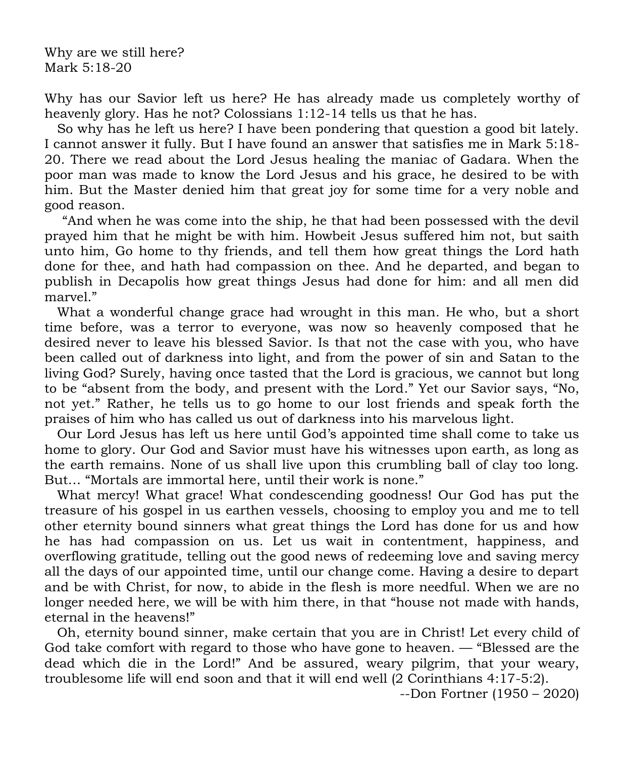Why are we still here?
Mark 5:18-20

Why has our Savior left us here? He has already made us completely worthy of heavenly glory. Has he not? Colossians 1:12-14 tells us that he has.

So why has he left us here? I have been pondering that question a good bit lately. I cannot answer it fully. But I have found an answer that satisfies me in Mark 5:18-20. There we read about the Lord Jesus healing the maniac of Gadara. When the poor man was made to know the Lord Jesus and his grace, he desired to be with him. But the Master denied him that great joy for some time for a very noble and good reason.

"And when he was come into the ship, he that had been possessed with the devil prayed him that he might be with him. Howbeit Jesus suffered him not, but saith unto him, Go home to thy friends, and tell them how great things the Lord hath done for thee, and hath had compassion on thee. And he departed, and began to publish in Decapolis how great things Jesus had done for him: and all men did marvel."

What a wonderful change grace had wrought in this man. He who, but a short time before, was a terror to everyone, was now so heavenly composed that he desired never to leave his blessed Savior. Is that not the case with you, who have been called out of darkness into light, and from the power of sin and Satan to the living God? Surely, having once tasted that the Lord is gracious, we cannot but long to be "absent from the body, and present with the Lord." Yet our Savior says, "No, not yet." Rather, he tells us to go home to our lost friends and speak forth the praises of him who has called us out of darkness into his marvelous light.

Our Lord Jesus has left us here until God's appointed time shall come to take us home to glory. Our God and Savior must have his witnesses upon earth, as long as the earth remains. None of us shall live upon this crumbling ball of clay too long. But… "Mortals are immortal here, until their work is none."

What mercy! What grace! What condescending goodness! Our God has put the treasure of his gospel in us earthen vessels, choosing to employ you and me to tell other eternity bound sinners what great things the Lord has done for us and how he has had compassion on us. Let us wait in contentment, happiness, and overflowing gratitude, telling out the good news of redeeming love and saving mercy all the days of our appointed time, until our change come. Having a desire to depart and be with Christ, for now, to abide in the flesh is more needful. When we are no longer needed here, we will be with him there, in that "house not made with hands, eternal in the heavens!"

Oh, eternity bound sinner, make certain that you are in Christ! Let every child of God take comfort with regard to those who have gone to heaven. — "Blessed are the dead which die in the Lord!" And be assured, weary pilgrim, that your weary, troublesome life will end soon and that it will end well (2 Corinthians 4:17-5:2).

--Don Fortner (1950 – 2020)